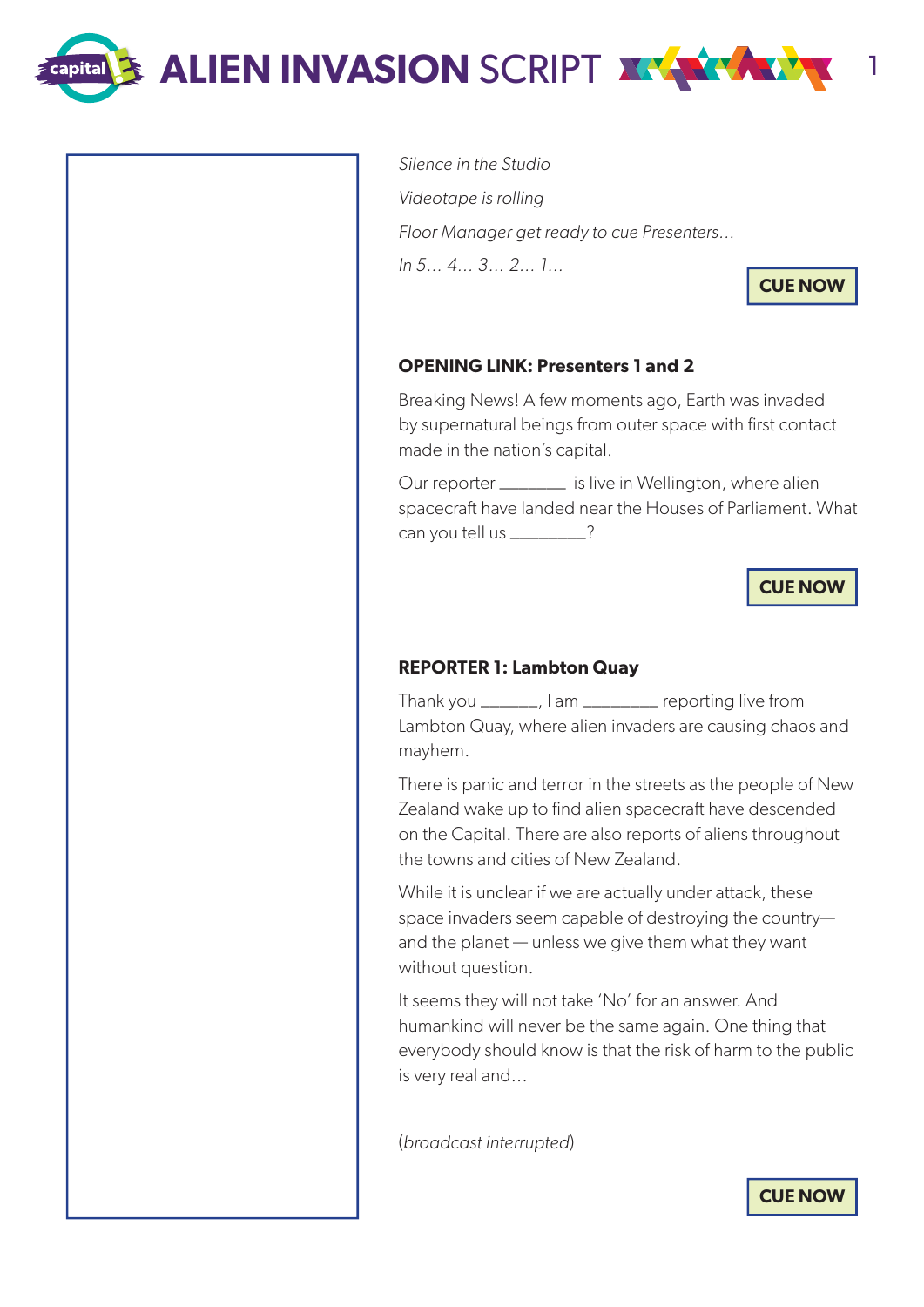*Silence in the Studio*

*Videotape is rolling*

*Floor Manager get ready to cue Presenters…*

*In 5… 4… 3… 2… 1…*

**CUE NOW**

**OPENING LINK: Presenters 1 and 2**

Breaking News! A few moments ago, Earth was invaded by supernatural beings from outer space with first contact made in the nation's capital.

Our reporter _______ is live in Wellington, where alien spacecraft have landed near the Houses of Parliament. What can you tell us ________?

**CUE NOW**

**REPORTER 1: Lambton Quay**

Thank you ______, I am ________ reporting live from Lambton Quay, where alien invaders are causing chaos and mayhem.

There is panic and terror in the streets as the people of New Zealand wake up to find alien spacecraft have descended on the Capital. There are also reports of aliens throughout the towns and cities of New Zealand.

While it is unclear if we are actually under attack, these space invaders seem capable of destroying the country—and the planet — unless we give them what they want without question.

It seems they will not take 'No' for an answer. And humankind will never be the same again. One thing that everybody should know is that the risk of harm to the public is very real and…

(*broadcast interrupted*)

**CUE NOW**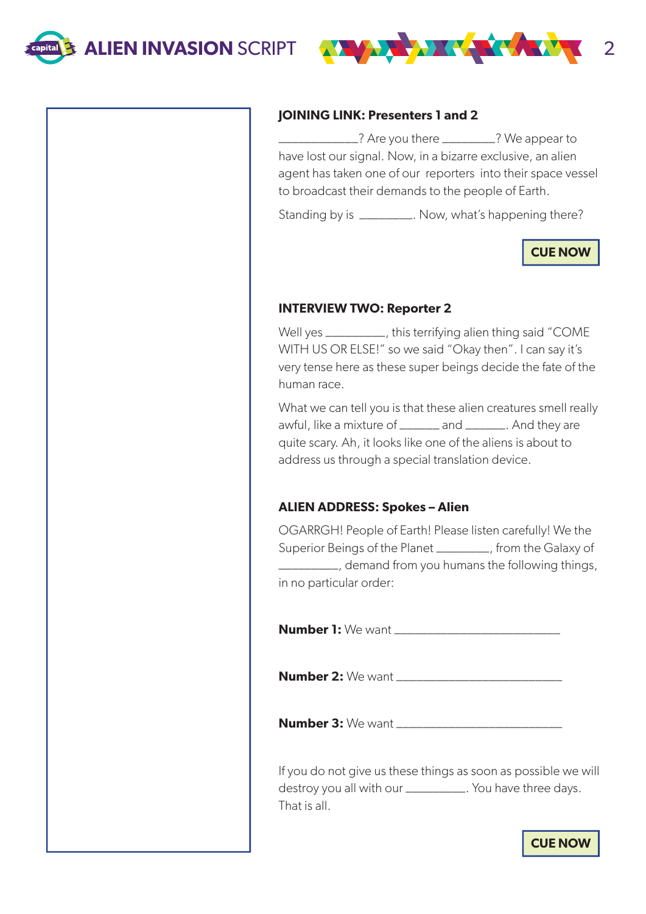### JOINING LINK: Presenters 1 and 2

____________? Are you there ________? We appear to have lost our signal. Now, in a bizarre exclusive, an alien agent has taken one of our reporters into their space vessel to broadcast their demands to the people of Earth.

Standing by is ________. Now, what's happening there?

**CUE NOW**

### INTERVIEW TWO: Reporter 2

Well yes _________, this terrifying alien thing said "COME WITH US OR ELSE!" so we said "Okay then". I can say it's very tense here as these super beings decide the fate of the human race.

What we can tell you is that these alien creatures smell really awful, like a mixture of ______ and ______. And they are quite scary. Ah, it looks like one of the aliens is about to address us through a special translation device.

### ALIEN ADDRESS: Spokes – Alien

OGARRGH! People of Earth! Please listen carefully! We the Superior Beings of the Planet ________, from the Galaxy of _________, demand from you humans the following things, in no particular order:

**Number 1:** We want __________________________

**Number 2:** We want __________________________

**Number 3:** We want __________________________

If you do not give us these things as soon as possible we will destroy you all with our _________. You have three days. That is all.

**CUE NOW**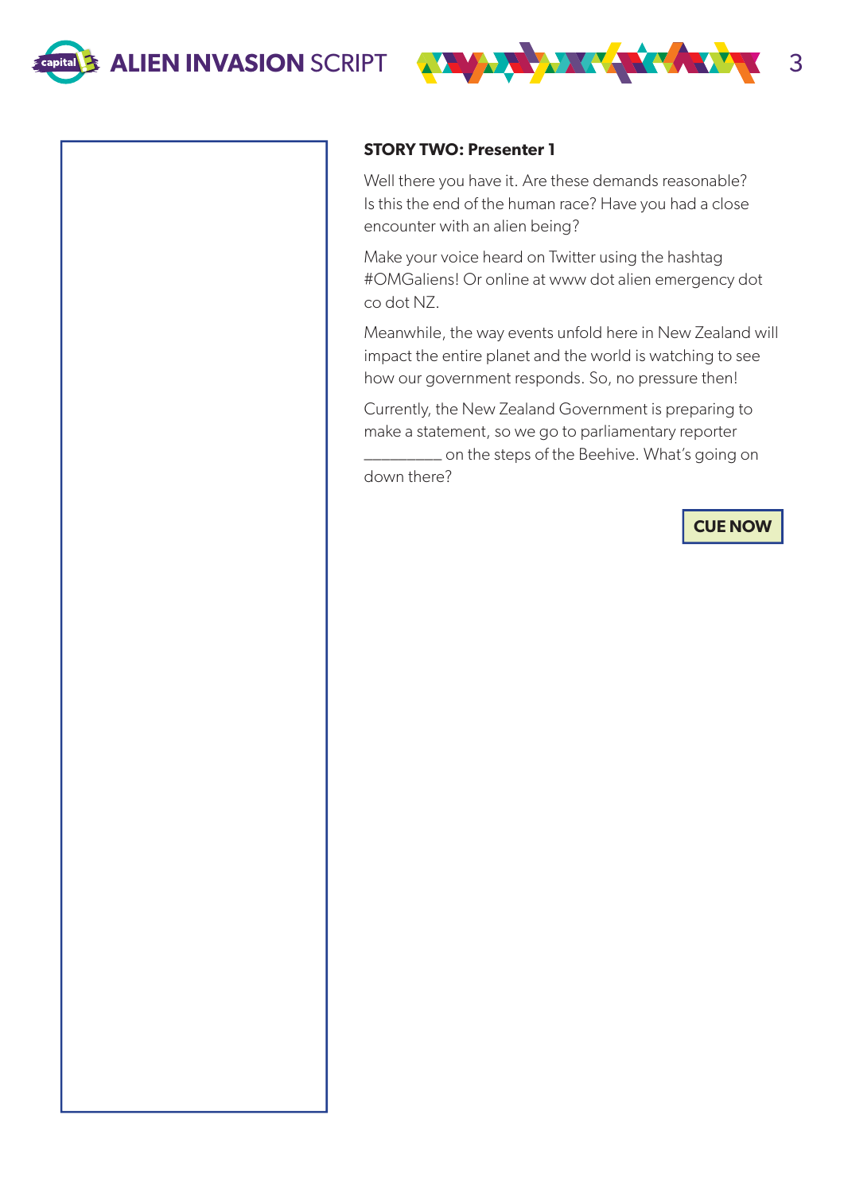**STORY TWO: Presenter 1**

Well there you have it. Are these demands reasonable? Is this the end of the human race? Have you had a close encounter with an alien being?

Make your voice heard on Twitter using the hashtag #OMGaliens! Or online at www dot alien emergency dot co dot NZ.

Meanwhile, the way events unfold here in New Zealand will impact the entire planet and the world is watching to see how our government responds. So, no pressure then!

Currently, the New Zealand Government is preparing to make a statement, so we go to parliamentary reporter _________ on the steps of the Beehive. What's going on down there?

**CUE NOW**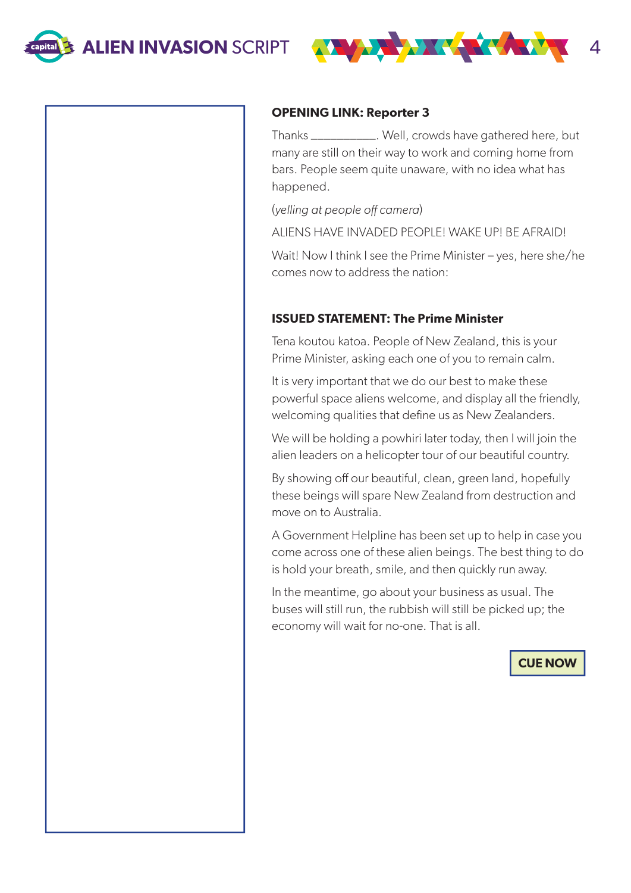**OPENING LINK: Reporter 3**

Thanks ___________. Well, crowds have gathered here, but many are still on their way to work and coming home from bars. People seem quite unaware, with no idea what has happened.

(*yelling at people off camera*)

ALIENS HAVE INVADED PEOPLE! WAKE UP! BE AFRAID!

Wait! Now I think I see the Prime Minister – yes, here she/he comes now to address the nation:

**ISSUED STATEMENT: The Prime Minister**

Tena koutou katoa. People of New Zealand, this is your Prime Minister, asking each one of you to remain calm.

It is very important that we do our best to make these powerful space aliens welcome, and display all the friendly, welcoming qualities that define us as New Zealanders.

We will be holding a powhiri later today, then I will join the alien leaders on a helicopter tour of our beautiful country.

By showing off our beautiful, clean, green land, hopefully these beings will spare New Zealand from destruction and move on to Australia.

A Government Helpline has been set up to help in case you come across one of these alien beings. The best thing to do is hold your breath, smile, and then quickly run away.

In the meantime, go about your business as usual. The buses will still run, the rubbish will still be picked up; the economy will wait for no-one. That is all.

**CUE NOW**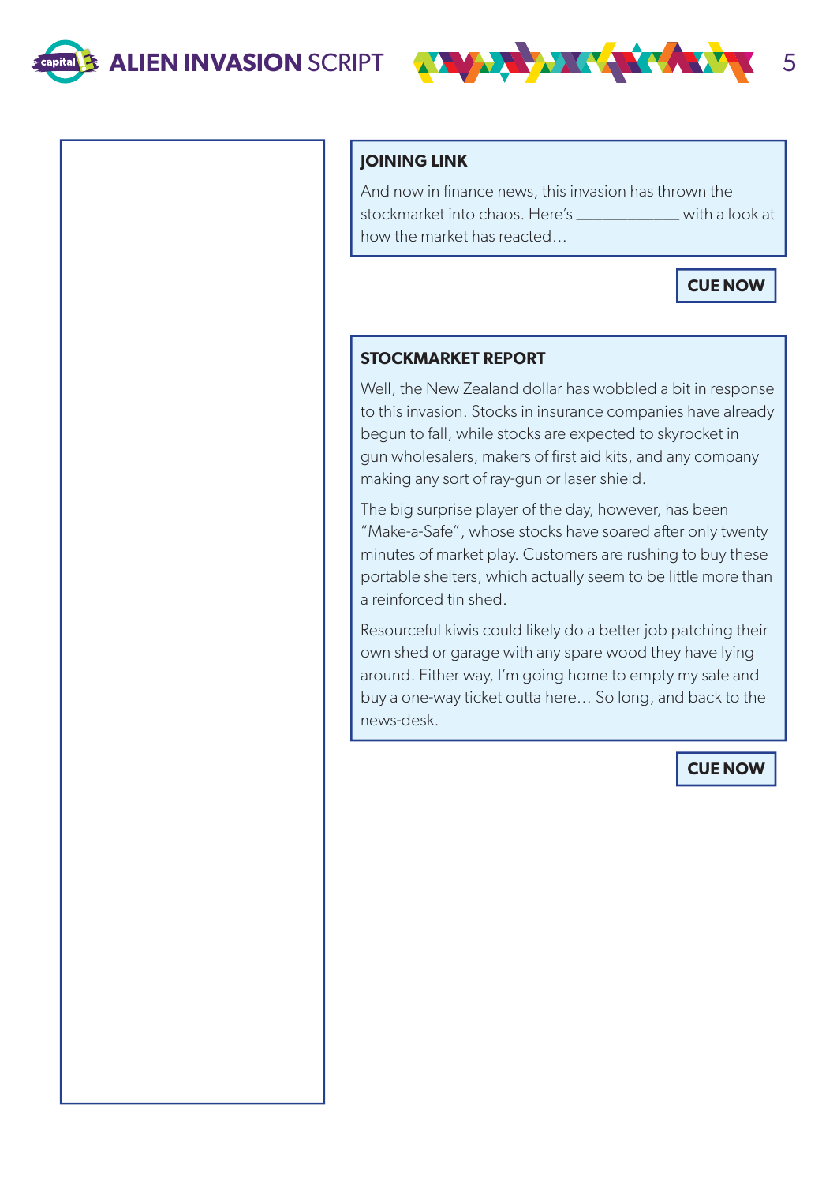**JOINING LINK**

And now in finance news, this invasion has thrown the stockmarket into chaos. Here's ____________ with a look at how the market has reacted…

**CUE NOW**

**STOCKMARKET REPORT**

Well, the New Zealand dollar has wobbled a bit in response to this invasion. Stocks in insurance companies have already begun to fall, while stocks are expected to skyrocket in gun wholesalers, makers of first aid kits, and any company making any sort of ray-gun or laser shield.

The big surprise player of the day, however, has been "Make-a-Safe", whose stocks have soared after only twenty minutes of market play. Customers are rushing to buy these portable shelters, which actually seem to be little more than a reinforced tin shed.

Resourceful kiwis could likely do a better job patching their own shed or garage with any spare wood they have lying around. Either way, I'm going home to empty my safe and buy a one-way ticket outta here… So long, and back to the news-desk.

**CUE NOW**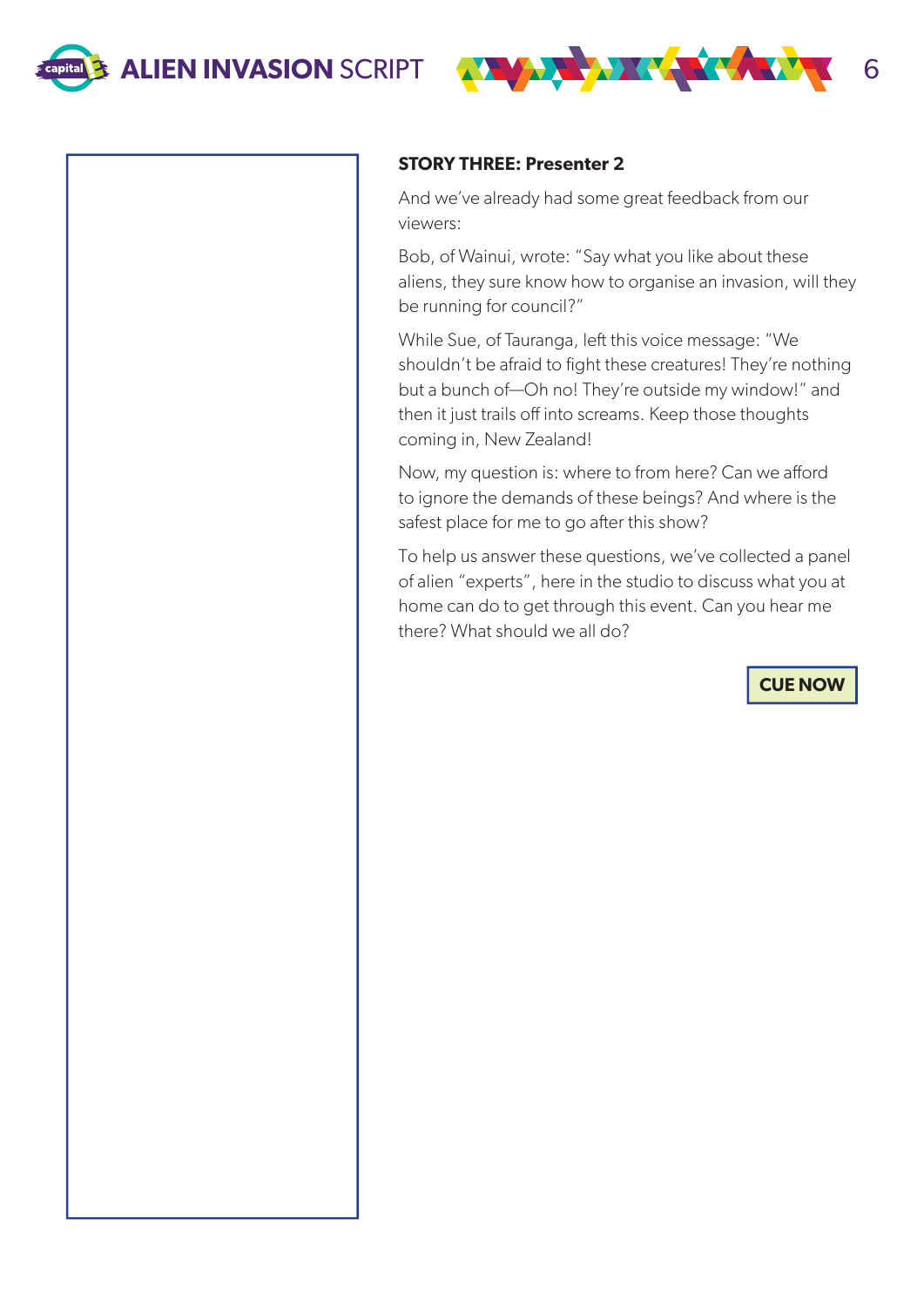**STORY THREE: Presenter 2**

And we've already had some great feedback from our viewers:

Bob, of Wainui, wrote: "Say what you like about these aliens, they sure know how to organise an invasion, will they be running for council?"

While Sue, of Tauranga, left this voice message: "We shouldn't be afraid to fight these creatures! They're nothing but a bunch of—Oh no! They're outside my window!" and then it just trails off into screams. Keep those thoughts coming in, New Zealand!

Now, my question is: where to from here? Can we afford to ignore the demands of these beings? And where is the safest place for me to go after this show?

To help us answer these questions, we've collected a panel of alien "experts", here in the studio to discuss what you at home can do to get through this event. Can you hear me there? What should we all do?

**CUE NOW**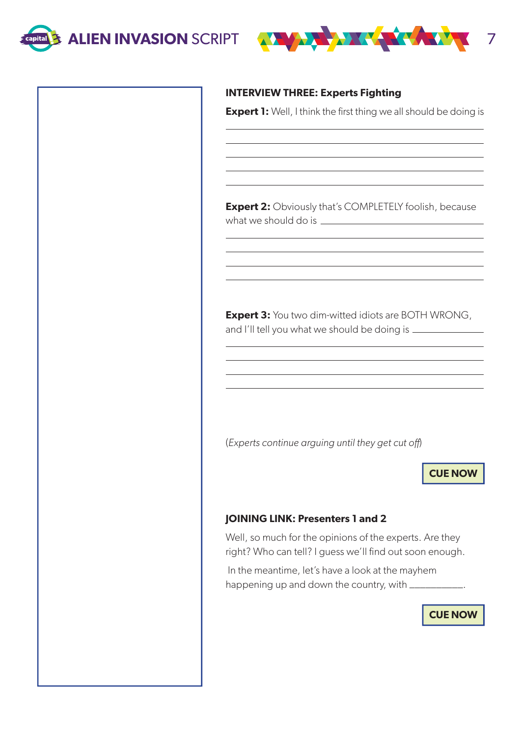**INTERVIEW THREE: Experts Fighting**

**Expert 1:** Well, I think the first thing we all should be doing is

______________________________________________

______________________________________________

______________________________________________

______________________________________________

______________________________________________

**Expert 2:** Obviously that's COMPLETELY foolish, because what we should do is ______________________________

______________________________________________

______________________________________________

______________________________________________

______________________________________________

**Expert 3:** You two dim-witted idiots are BOTH WRONG, and I'll tell you what we should be doing is ______________

______________________________________________

______________________________________________

______________________________________________

______________________________________________

(*Experts continue arguing until they get cut off*)

**CUE NOW**

**JOINING LINK: Presenters 1 and 2**

Well, so much for the opinions of the experts. Are they right? Who can tell? I guess we'll find out soon enough.

In the meantime, let's have a look at the mayhem happening up and down the country, with __________.

**CUE NOW**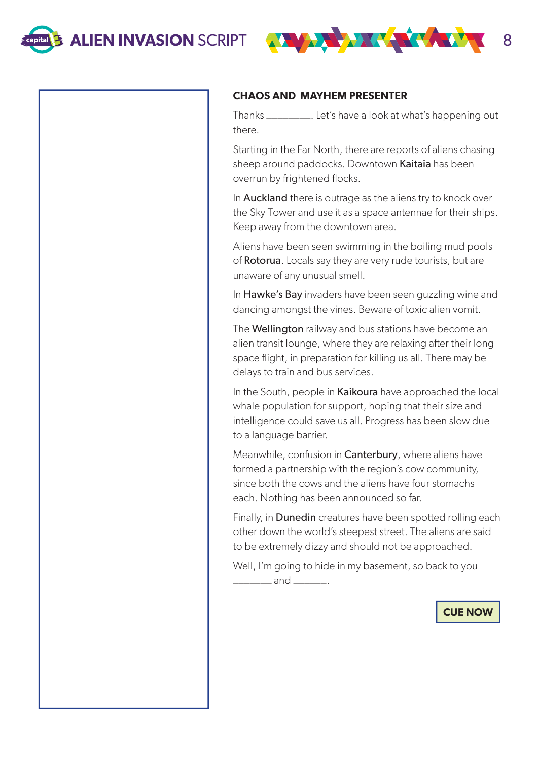**CHAOS AND  MAYHEM PRESENTER**

Thanks ________. Let's have a look at what's happening out there.

Starting in the Far North, there are reports of aliens chasing sheep around paddocks. Downtown **Kaitaia** has been overrun by frightened flocks.

In **Auckland** there is outrage as the aliens try to knock over the Sky Tower and use it as a space antennae for their ships. Keep away from the downtown area.

Aliens have been seen swimming in the boiling mud pools of **Rotorua**. Locals say they are very rude tourists, but are unaware of any unusual smell.

In **Hawke's Bay** invaders have been seen guzzling wine and dancing amongst the vines. Beware of toxic alien vomit.

The **Wellington** railway and bus stations have become an alien transit lounge, where they are relaxing after their long space flight, in preparation for killing us all. There may be delays to train and bus services.

In the South, people in **Kaikoura** have approached the local whale population for support, hoping that their size and intelligence could save us all. Progress has been slow due to a language barrier.

Meanwhile, confusion in **Canterbury**, where aliens have formed a partnership with the region's cow community, since both the cows and the aliens have four stomachs each. Nothing has been announced so far.

Finally, in **Dunedin** creatures have been spotted rolling each other down the world's steepest street. The aliens are said to be extremely dizzy and should not be approached.

Well, I'm going to hide in my basement, so back to you _______ and ______.

**CUE NOW**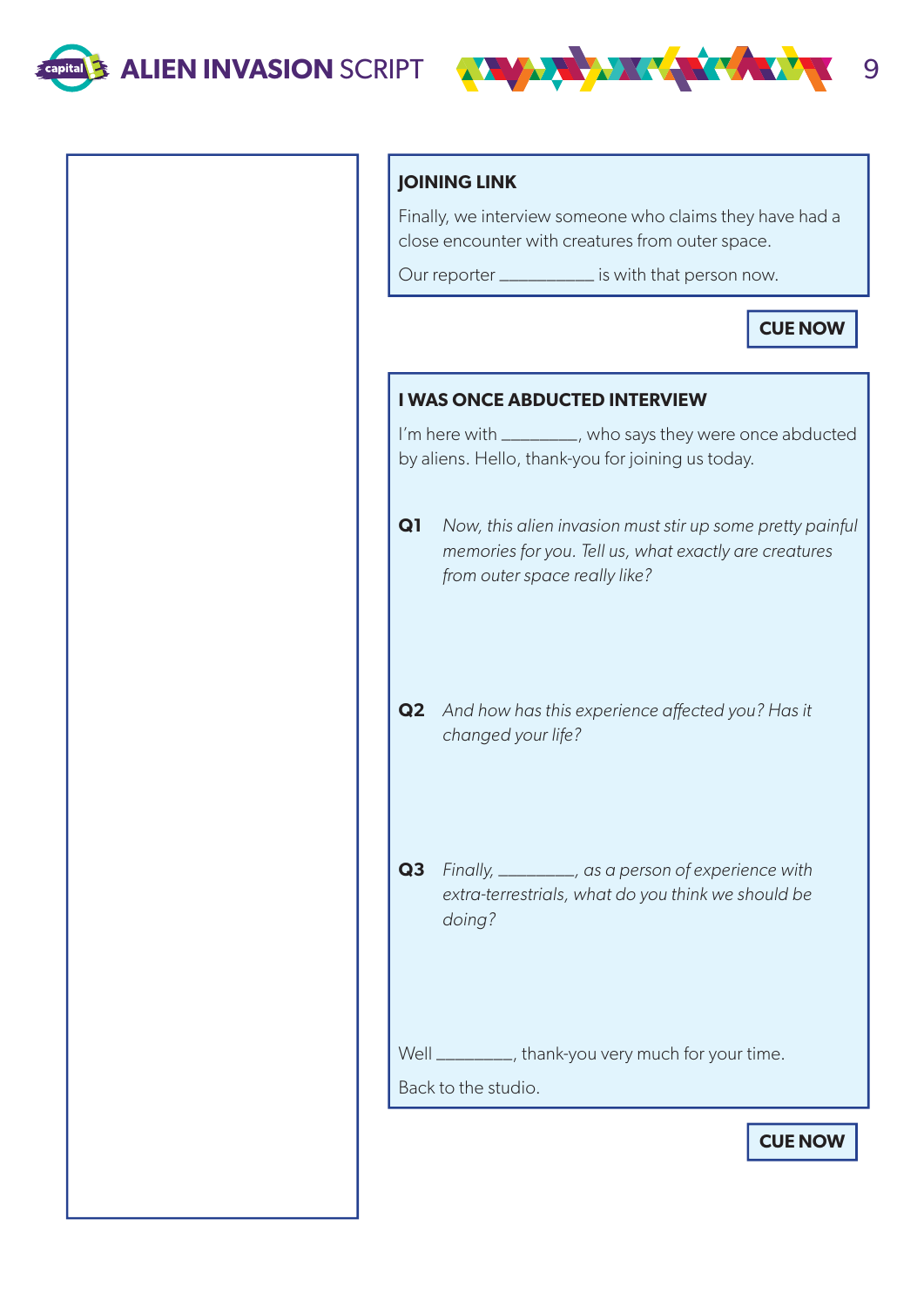### JOINING LINK

Finally, we interview someone who claims they have had a close encounter with creatures from outer space.

Our reporter __________ is with that person now.

**CUE NOW**

### I WAS ONCE ABDUCTED INTERVIEW

I'm here with ________, who says they were once abducted by aliens. Hello, thank-you for joining us today.

**Q1** *Now, this alien invasion must stir up some pretty painful memories for you. Tell us, what exactly are creatures from outer space really like?*

**Q2** *And how has this experience affected you? Has it changed your life?*

**Q3** *Finally, ________, as a person of experience with extra-terrestrials, what do you think we should be doing?*

Well ________, thank-you very much for your time.

Back to the studio.

**CUE NOW**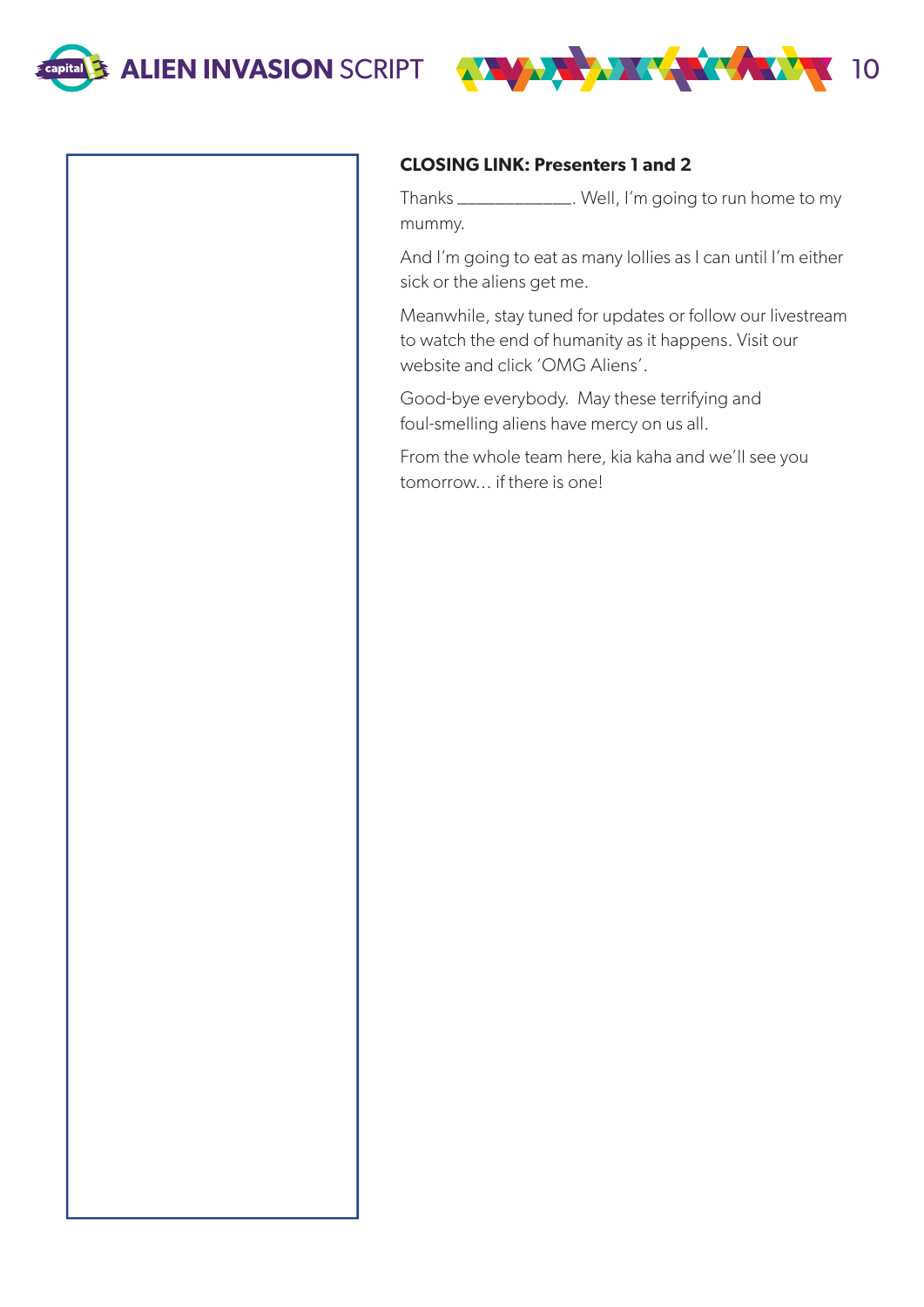**CLOSING LINK: Presenters 1 and 2**

Thanks ____________. Well, I'm going to run home to my mummy.

And I'm going to eat as many lollies as I can until I'm either sick or the aliens get me.

Meanwhile, stay tuned for updates or follow our livestream to watch the end of humanity as it happens. Visit our website and click 'OMG Aliens'.

Good-bye everybody. May these terrifying and foul-smelling aliens have mercy on us all.

From the whole team here, kia kaha and we'll see you tomorrow… if there is one!